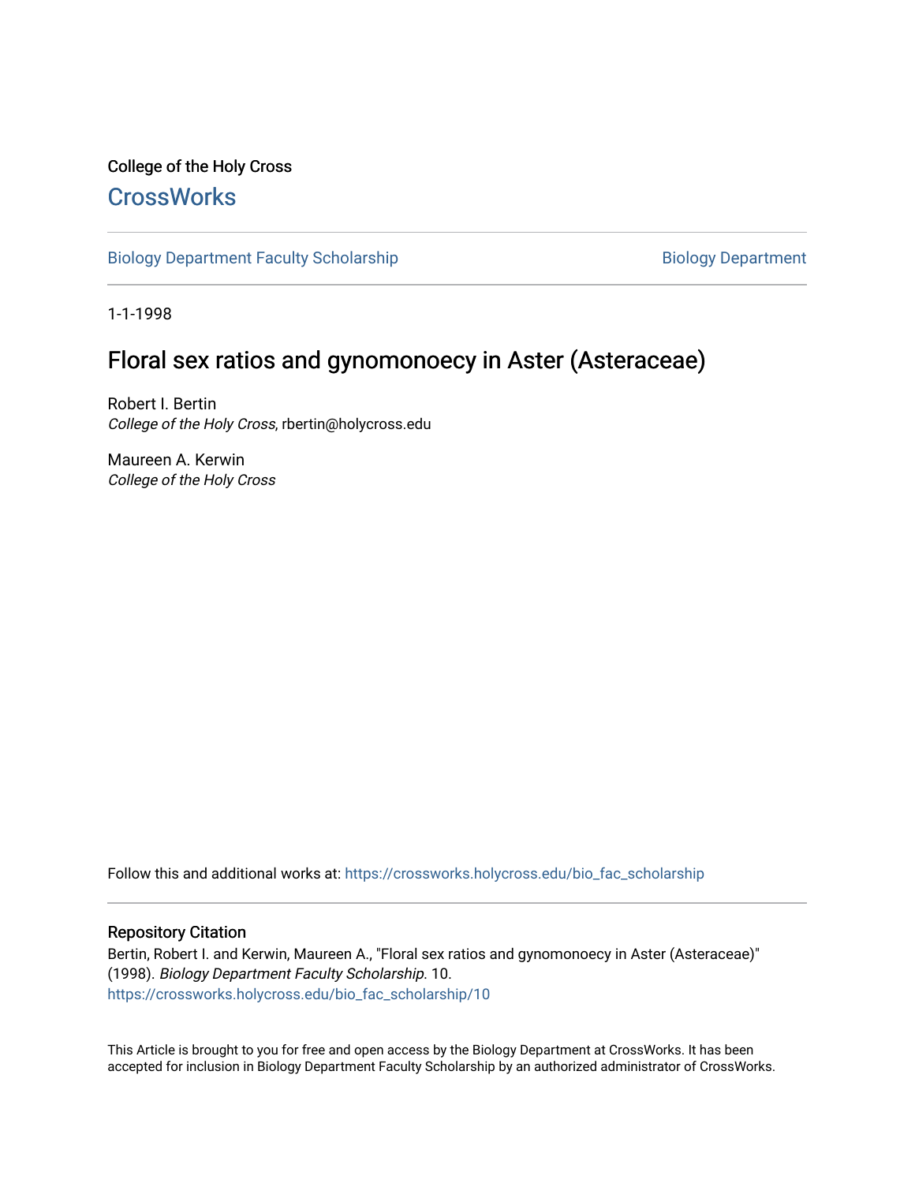College of the Holy Cross

# CrossWorks

Biology Department Faculty Scholarship | Biology Department

1-1-1998

## Floral sex ratios and gynomonoecy in Aster (Asteraceae)

Robert I. Bertin
*College of the Holy Cross*, rbertin@holycross.edu

Maureen A. Kerwin
*College of the Holy Cross*

Follow this and additional works at: https://crossworks.holycross.edu/bio_fac_scholarship

### Repository Citation

Bertin, Robert I. and Kerwin, Maureen A., "Floral sex ratios and gynomonoecy in Aster (Asteraceae)" (1998). *Biology Department Faculty Scholarship*. 10.
https://crossworks.holycross.edu/bio_fac_scholarship/10

This Article is brought to you for free and open access by the Biology Department at CrossWorks. It has been accepted for inclusion in Biology Department Faculty Scholarship by an authorized administrator of CrossWorks.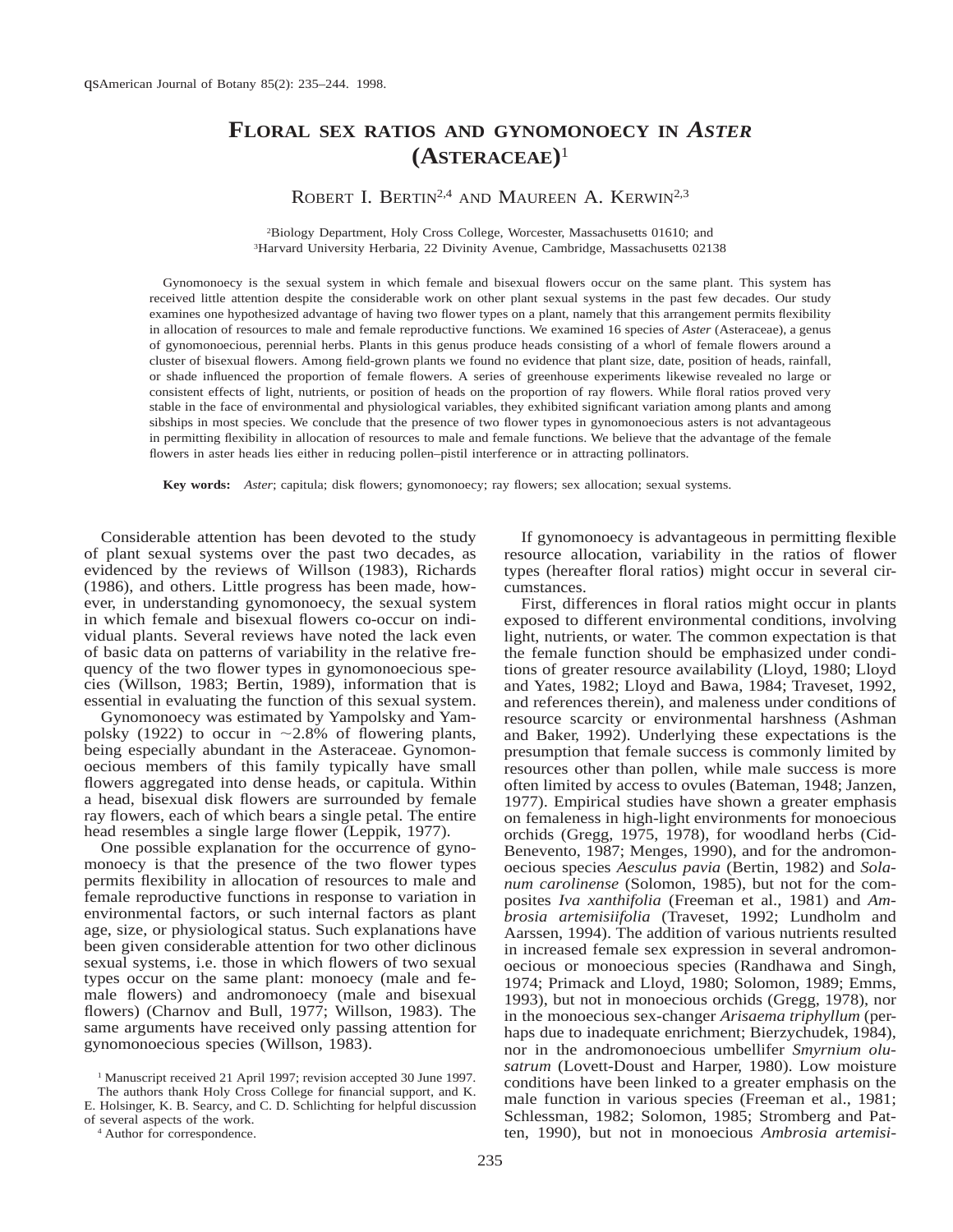# Floral sex ratios and gynomonoecy in *Aster* (Asteraceae)[1]

Robert I. Bertin[2,4] and Maureen A. Kerwin[2,3]

[2]Biology Department, Holy Cross College, Worcester, Massachusetts 01610; and
[3]Harvard University Herbaria, 22 Divinity Avenue, Cambridge, Massachusetts 02138

Gynomonoecy is the sexual system in which female and bisexual flowers occur on the same plant. This system has received little attention despite the considerable work on other plant sexual systems in the past few decades. Our study examines one hypothesized advantage of having two flower types on a plant, namely that this arrangement permits flexibility in allocation of resources to male and female reproductive functions. We examined 16 species of *Aster* (Asteraceae), a genus of gynomonoecious, perennial herbs. Plants in this genus produce heads consisting of a whorl of female flowers around a cluster of bisexual flowers. Among field-grown plants we found no evidence that plant size, date, position of heads, rainfall, or shade influenced the proportion of female flowers. A series of greenhouse experiments likewise revealed no large or consistent effects of light, nutrients, or position of heads on the proportion of ray flowers. While floral ratios proved very stable in the face of environmental and physiological variables, they exhibited significant variation among plants and among sibships in most species. We conclude that the presence of two flower types in gynomonoecious asters is not advantageous in permitting flexibility in allocation of resources to male and female functions. We believe that the advantage of the female flowers in aster heads lies either in reducing pollen–pistil interference or in attracting pollinators.

**Key words:** *Aster*; capitula; disk flowers; gynomonoecy; ray flowers; sex allocation; sexual systems.

Considerable attention has been devoted to the study of plant sexual systems over the past two decades, as evidenced by the reviews of Willson (1983), Richards (1986), and others. Little progress has been made, however, in understanding gynomonoecy, the sexual system in which female and bisexual flowers co-occur on individual plants. Several reviews have noted the lack even of basic data on patterns of variability in the relative frequency of the two flower types in gynomonoecious species (Willson, 1983; Bertin, 1989), information that is essential in evaluating the function of this sexual system.

Gynomonoecy was estimated by Yampolsky and Yampolsky (1922) to occur in ~2.8% of flowering plants, being especially abundant in the Asteraceae. Gynomonoecious members of this family typically have small flowers aggregated into dense heads, or capitula. Within a head, bisexual disk flowers are surrounded by female ray flowers, each of which bears a single petal. The entire head resembles a single large flower (Leppik, 1977).

One possible explanation for the occurrence of gynomonoecy is that the presence of the two flower types permits flexibility in allocation of resources to male and female reproductive functions in response to variation in environmental factors, or such internal factors as plant age, size, or physiological status. Such explanations have been given considerable attention for two other diclinous sexual systems, i.e. those in which flowers of two sexual types occur on the same plant: monoecy (male and female flowers) and andromonoecy (male and bisexual flowers) (Charnov and Bull, 1977; Willson, 1983). The same arguments have received only passing attention for gynomonoecious species (Willson, 1983).

If gynomonoecy is advantageous in permitting flexible resource allocation, variability in the ratios of flower types (hereafter floral ratios) might occur in several circumstances.

First, differences in floral ratios might occur in plants exposed to different environmental conditions, involving light, nutrients, or water. The common expectation is that the female function should be emphasized under conditions of greater resource availability (Lloyd, 1980; Lloyd and Yates, 1982; Lloyd and Bawa, 1984; Traveset, 1992, and references therein), and maleness under conditions of resource scarcity or environmental harshness (Ashman and Baker, 1992). Underlying these expectations is the presumption that female success is commonly limited by resources other than pollen, while male success is more often limited by access to ovules (Bateman, 1948; Janzen, 1977). Empirical studies have shown a greater emphasis on femaleness in high-light environments for monoecious orchids (Gregg, 1975, 1978), for woodland herbs (Cid-Benevento, 1987; Menges, 1990), and for the andromonoecious species *Aesculus pavia* (Bertin, 1982) and *Solanum carolinense* (Solomon, 1985), but not for the composites *Iva xanthifolia* (Freeman et al., 1981) and *Ambrosia artemisiifolia* (Traveset, 1992; Lundholm and Aarssen, 1994). The addition of various nutrients resulted in increased female sex expression in several andromonoecious or monoecious species (Randhawa and Singh, 1974; Primack and Lloyd, 1980; Solomon, 1989; Emms, 1993), but not in monoecious orchids (Gregg, 1978), nor in the monoecious sex-changer *Arisaema triphyllum* (perhaps due to inadequate enrichment; Bierzychudek, 1984), nor in the andromonoecious umbellifer *Smyrnium olusatrum* (Lovett-Doust and Harper, 1980). Low moisture conditions have been linked to a greater emphasis on the male function in various species (Freeman et al., 1981; Schlessman, 1982; Solomon, 1985; Stromberg and Patten, 1990), but not in monoecious *Ambrosia artemisi-*

[1] Manuscript received 21 April 1997; revision accepted 30 June 1997.
The authors thank Holy Cross College for financial support, and K. E. Holsinger, K. B. Searcy, and C. D. Schlichting for helpful discussion of several aspects of the work.

[4] Author for correspondence.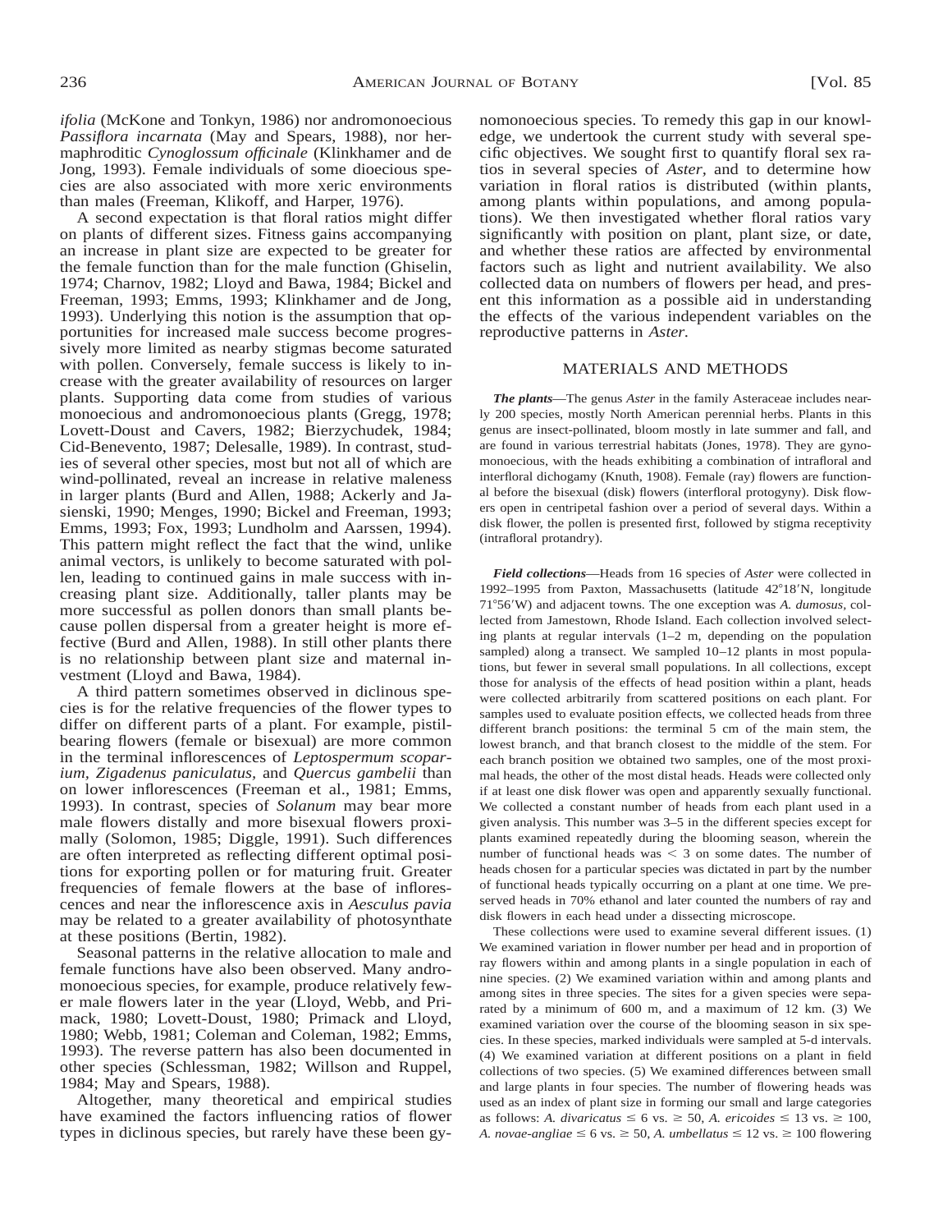*ifolia* (McKone and Tonkyn, 1986) nor andromonoecious *Passiflora incarnata* (May and Spears, 1988), nor hermaphroditic *Cynoglossum officinale* (Klinkhamer and de Jong, 1993). Female individuals of some dioecious species are also associated with more xeric environments than males (Freeman, Klikoff, and Harper, 1976).

A second expectation is that floral ratios might differ on plants of different sizes. Fitness gains accompanying an increase in plant size are expected to be greater for the female function than for the male function (Ghiselin, 1974; Charnov, 1982; Lloyd and Bawa, 1984; Bickel and Freeman, 1993; Emms, 1993; Klinkhamer and de Jong, 1993). Underlying this notion is the assumption that opportunities for increased male success become progressively more limited as nearby stigmas become saturated with pollen. Conversely, female success is likely to increase with the greater availability of resources on larger plants. Supporting data come from studies of various monoecious and andromonoecious plants (Gregg, 1978; Lovett-Doust and Cavers, 1982; Bierzychudek, 1984; Cid-Benevento, 1987; Delesalle, 1989). In contrast, studies of several other species, most but not all of which are wind-pollinated, reveal an increase in relative maleness in larger plants (Burd and Allen, 1988; Ackerly and Jasienski, 1990; Menges, 1990; Bickel and Freeman, 1993; Emms, 1993; Fox, 1993; Lundholm and Aarssen, 1994). This pattern might reflect the fact that the wind, unlike animal vectors, is unlikely to become saturated with pollen, leading to continued gains in male success with increasing plant size. Additionally, taller plants may be more successful as pollen donors than small plants because pollen dispersal from a greater height is more effective (Burd and Allen, 1988). In still other plants there is no relationship between plant size and maternal investment (Lloyd and Bawa, 1984).

A third pattern sometimes observed in diclinous species is for the relative frequencies of the flower types to differ on different parts of a plant. For example, pistil-bearing flowers (female or bisexual) are more common in the terminal inflorescences of *Leptospermum scoparium, Zigadenus paniculatus,* and *Quercus gambelii* than on lower inflorescences (Freeman et al., 1981; Emms, 1993). In contrast, species of *Solanum* may bear more male flowers distally and more bisexual flowers proximally (Solomon, 1985; Diggle, 1991). Such differences are often interpreted as reflecting different optimal positions for exporting pollen or for maturing fruit. Greater frequencies of female flowers at the base of inflorescences and near the inflorescence axis in *Aesculus pavia* may be related to a greater availability of photosynthate at these positions (Bertin, 1982).

Seasonal patterns in the relative allocation to male and female functions have also been observed. Many andromonoecious species, for example, produce relatively fewer male flowers later in the year (Lloyd, Webb, and Primack, 1980; Lovett-Doust, 1980; Primack and Lloyd, 1980; Webb, 1981; Coleman and Coleman, 1982; Emms, 1993). The reverse pattern has also been documented in other species (Schlessman, 1982; Willson and Ruppel, 1984; May and Spears, 1988).

Altogether, many theoretical and empirical studies have examined the factors influencing ratios of flower types in diclinous species, but rarely have these been gynomonoecious species. To remedy this gap in our knowledge, we undertook the current study with several specific objectives. We sought first to quantify floral sex ratios in several species of *Aster*, and to determine how variation in floral ratios is distributed (within plants, among plants within populations, and among populations). We then investigated whether floral ratios vary significantly with position on plant, plant size, or date, and whether these ratios are affected by environmental factors such as light and nutrient availability. We also collected data on numbers of flowers per head, and present this information as a possible aid in understanding the effects of the various independent variables on the reproductive patterns in *Aster.*

## MATERIALS AND METHODS

***The plants***—The genus *Aster* in the family Asteraceae includes nearly 200 species, mostly North American perennial herbs. Plants in this genus are insect-pollinated, bloom mostly in late summer and fall, and are found in various terrestrial habitats (Jones, 1978). They are gynomonoecious, with the heads exhibiting a combination of intrafloral and interfloral dichogamy (Knuth, 1908). Female (ray) flowers are functional before the bisexual (disk) flowers (interfloral protogyny). Disk flowers open in centripetal fashion over a period of several days. Within a disk flower, the pollen is presented first, followed by stigma receptivity (intrafloral protandry).

***Field collections***—Heads from 16 species of *Aster* were collected in 1992–1995 from Paxton, Massachusetts (latitude 42°18′N, longitude 71°56′W) and adjacent towns. The one exception was *A. dumosus,* collected from Jamestown, Rhode Island. Each collection involved selecting plants at regular intervals (1–2 m, depending on the population sampled) along a transect. We sampled 10–12 plants in most populations, but fewer in several small populations. In all collections, except those for analysis of the effects of head position within a plant, heads were collected arbitrarily from scattered positions on each plant. For samples used to evaluate position effects, we collected heads from three different branch positions: the terminal 5 cm of the main stem, the lowest branch, and that branch closest to the middle of the stem. For each branch position we obtained two samples, one of the most proximal heads, the other of the most distal heads. Heads were collected only if at least one disk flower was open and apparently sexually functional. We collected a constant number of heads from each plant used in a given analysis. This number was 3–5 in the different species except for plants examined repeatedly during the blooming season, wherein the number of functional heads was < 3 on some dates. The number of heads chosen for a particular species was dictated in part by the number of functional heads typically occurring on a plant at one time. We preserved heads in 70% ethanol and later counted the numbers of ray and disk flowers in each head under a dissecting microscope.

These collections were used to examine several different issues. (1) We examined variation in flower number per head and in proportion of ray flowers within and among plants in a single population in each of nine species. (2) We examined variation within and among plants and among sites in three species. The sites for a given species were separated by a minimum of 600 m, and a maximum of 12 km. (3) We examined variation over the course of the blooming season in six species. In these species, marked individuals were sampled at 5-d intervals. (4) We examined variation at different positions on a plant in field collections of two species. (5) We examined differences between small and large plants in four species. The number of flowering heads was used as an index of plant size in forming our small and large categories as follows: *A. divaricatus* ≤ 6 vs. ≥ 50, *A. ericoides* ≤ 13 vs. ≥ 100, *A. novae-angliae* ≤ 6 vs. ≥ 50, *A. umbellatus* ≤ 12 vs. ≥ 100 flowering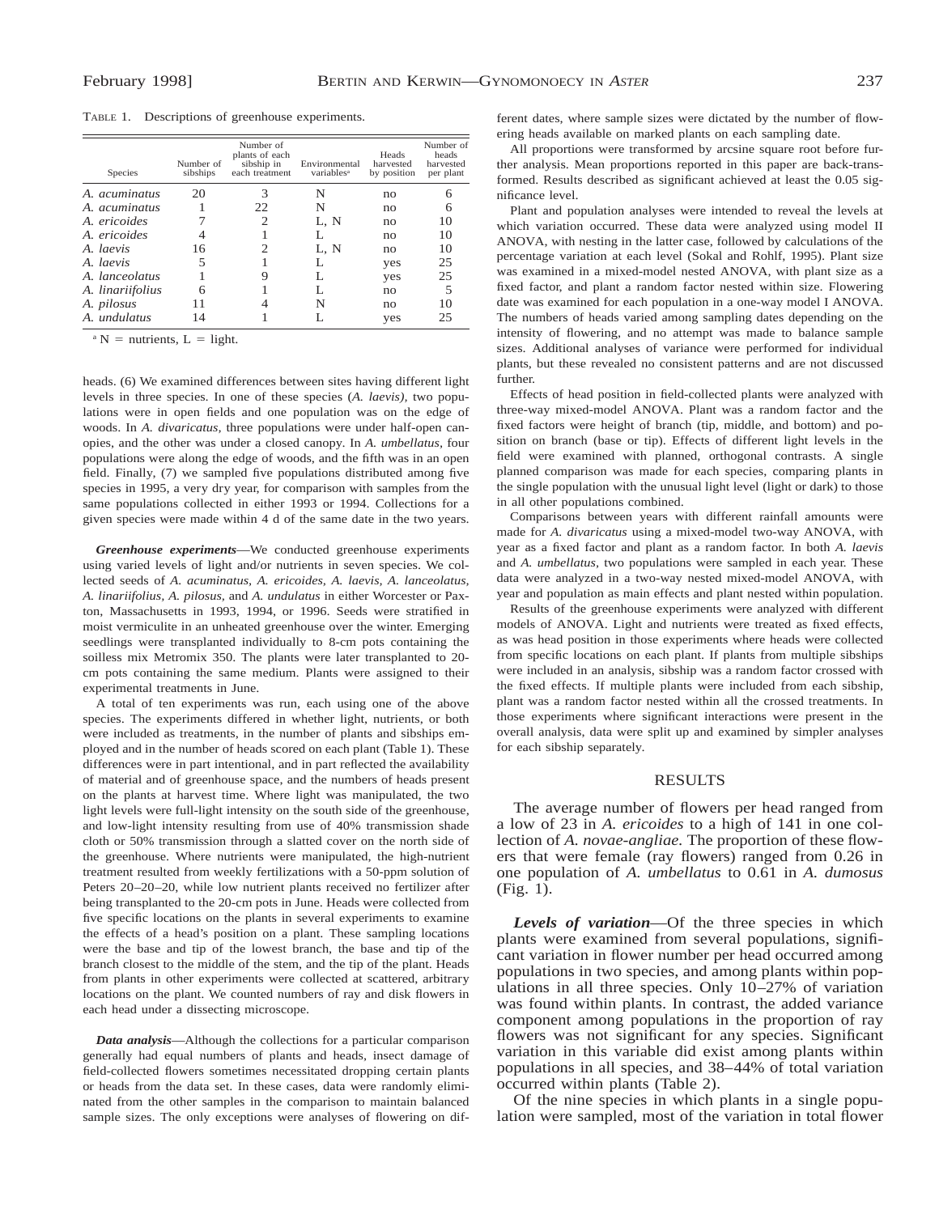TABLE 1. Descriptions of greenhouse experiments.

| Species | Number of sibships | Number of plants of each sibship in each treatment | Environmental variables[a] | Heads harvested by position | Number of heads harvested per plant |
|---|---|---|---|---|---|
| *A. acuminatus* | 20 | 3 | N | no | 6 |
| *A. acuminatus* | 1 | 22 | N | no | 6 |
| *A. ericoides* | 7 | 2 | L, N | no | 10 |
| *A. ericoides* | 4 | 1 | L | no | 10 |
| *A. laevis* | 16 | 2 | L, N | no | 10 |
| *A. laevis* | 5 | 1 | L | yes | 25 |
| *A. lanceolatus* | 1 | 9 | L | yes | 25 |
| *A. linariifolius* | 6 | 1 | L | no | 5 |
| *A. pilosus* | 11 | 4 | N | no | 10 |
| *A. undulatus* | 14 | 1 | L | yes | 25 |

[a] N = nutrients, L = light.

heads. (6) We examined differences between sites having different light levels in three species. In one of these species (*A. laevis),* two populations were in open fields and one population was on the edge of woods. In *A. divaricatus,* three populations were under half-open canopies, and the other was under a closed canopy. In *A. umbellatus,* four populations were along the edge of woods, and the fifth was in an open field. Finally, (7) we sampled five populations distributed among five species in 1995, a very dry year, for comparison with samples from the same populations collected in either 1993 or 1994. Collections for a given species were made within 4 d of the same date in the two years.

***Greenhouse experiments***—We conducted greenhouse experiments using varied levels of light and/or nutrients in seven species. We collected seeds of *A. acuminatus, A. ericoides, A. laevis, A. lanceolatus, A. linariifolius, A. pilosus,* and *A. undulatus* in either Worcester or Paxton, Massachusetts in 1993, 1994, or 1996. Seeds were stratified in moist vermiculite in an unheated greenhouse over the winter. Emerging seedlings were transplanted individually to 8-cm pots containing the soilless mix Metromix 350. The plants were later transplanted to 20-cm pots containing the same medium. Plants were assigned to their experimental treatments in June.

A total of ten experiments was run, each using one of the above species. The experiments differed in whether light, nutrients, or both were included as treatments, in the number of plants and sibships employed and in the number of heads scored on each plant (Table 1). These differences were in part intentional, and in part reflected the availability of material and of greenhouse space, and the numbers of heads present on the plants at harvest time. Where light was manipulated, the two light levels were full-light intensity on the south side of the greenhouse, and low-light intensity resulting from use of 40% transmission shade cloth or 50% transmission through a slatted cover on the north side of the greenhouse. Where nutrients were manipulated, the high-nutrient treatment resulted from weekly fertilizations with a 50-ppm solution of Peters 20–20–20, while low nutrient plants received no fertilizer after being transplanted to the 20-cm pots in June. Heads were collected from five specific locations on the plants in several experiments to examine the effects of a head's position on a plant. These sampling locations were the base and tip of the lowest branch, the base and tip of the branch closest to the middle of the stem, and the tip of the plant. Heads from plants in other experiments were collected at scattered, arbitrary locations on the plant. We counted numbers of ray and disk flowers in each head under a dissecting microscope.

***Data analysis***—Although the collections for a particular comparison generally had equal numbers of plants and heads, insect damage of field-collected flowers sometimes necessitated dropping certain plants or heads from the data set. In these cases, data were randomly eliminated from the other samples in the comparison to maintain balanced sample sizes. The only exceptions were analyses of flowering on different dates, where sample sizes were dictated by the number of flowering heads available on marked plants on each sampling date.

All proportions were transformed by arcsine square root before further analysis. Mean proportions reported in this paper are back-transformed. Results described as significant achieved at least the 0.05 significance level.

Plant and population analyses were intended to reveal the levels at which variation occurred. These data were analyzed using model II ANOVA, with nesting in the latter case, followed by calculations of the percentage variation at each level (Sokal and Rohlf, 1995). Plant size was examined in a mixed-model nested ANOVA, with plant size as a fixed factor, and plant a random factor nested within size. Flowering date was examined for each population in a one-way model I ANOVA. The numbers of heads varied among sampling dates depending on the intensity of flowering, and no attempt was made to balance sample sizes. Additional analyses of variance were performed for individual plants, but these revealed no consistent patterns and are not discussed further.

Effects of head position in field-collected plants were analyzed with three-way mixed-model ANOVA. Plant was a random factor and the fixed factors were height of branch (tip, middle, and bottom) and position on branch (base or tip). Effects of different light levels in the field were examined with planned, orthogonal contrasts. A single planned comparison was made for each species, comparing plants in the single population with the unusual light level (light or dark) to those in all other populations combined.

Comparisons between years with different rainfall amounts were made for *A. divaricatus* using a mixed-model two-way ANOVA, with year as a fixed factor and plant as a random factor. In both *A. laevis* and *A. umbellatus,* two populations were sampled in each year. These data were analyzed in a two-way nested mixed-model ANOVA, with year and population as main effects and plant nested within population.

Results of the greenhouse experiments were analyzed with different models of ANOVA. Light and nutrients were treated as fixed effects, as was head position in those experiments where heads were collected from specific locations on each plant. If plants from multiple sibships were included in an analysis, sibship was a random factor crossed with the fixed effects. If multiple plants were included from each sibship, plant was a random factor nested within all the crossed treatments. In those experiments where significant interactions were present in the overall analysis, data were split up and examined by simpler analyses for each sibship separately.

## RESULTS

The average number of flowers per head ranged from a low of 23 in *A. ericoides* to a high of 141 in one collection of *A. novae-angliae.* The proportion of these flowers that were female (ray flowers) ranged from 0.26 in one population of *A. umbellatus* to 0.61 in *A. dumosus* (Fig. 1).

***Levels of variation***—Of the three species in which plants were examined from several populations, significant variation in flower number per head occurred among populations in two species, and among plants within populations in all three species. Only 10–27% of variation was found within plants. In contrast, the added variance component among populations in the proportion of ray flowers was not significant for any species. Significant variation in this variable did exist among plants within populations in all species, and 38–44% of total variation occurred within plants (Table 2).

Of the nine species in which plants in a single population were sampled, most of the variation in total flower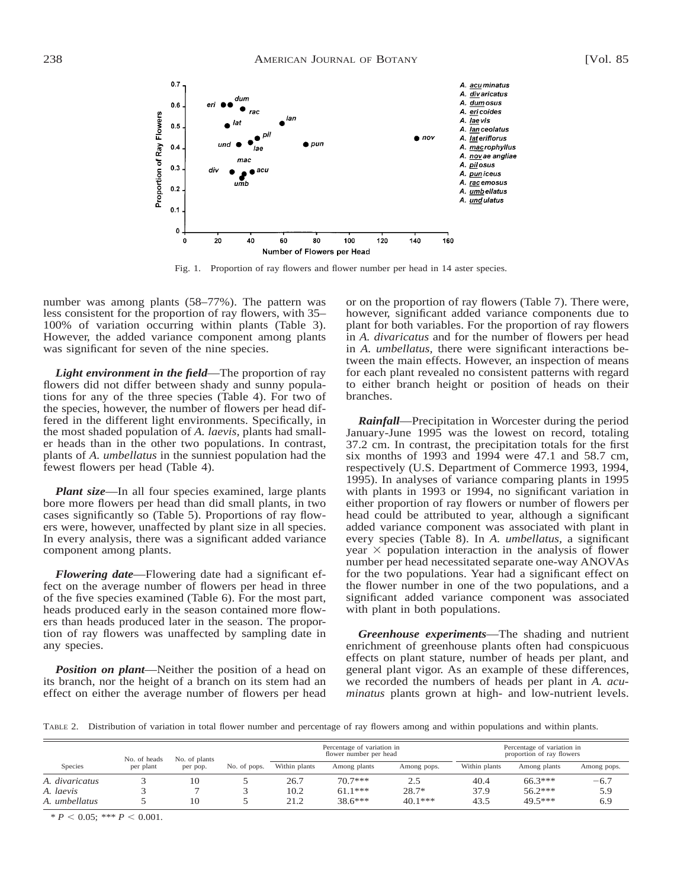Fig. 1. Proportion of ray flowers and flower number per head in 14 aster species.

number was among plants (58–77%). The pattern was less consistent for the proportion of ray flowers, with 35–100% of variation occurring within plants (Table 3). However, the added variance component among plants was significant for seven of the nine species.

***Light environment in the field***—The proportion of ray flowers did not differ between shady and sunny populations for any of the three species (Table 4). For two of the species, however, the number of flowers per head differed in the different light environments. Specifically, in the most shaded population of *A. laevis,* plants had smaller heads than in the other two populations. In contrast, plants of *A. umbellatus* in the sunniest population had the fewest flowers per head (Table 4).

***Plant size***—In all four species examined, large plants bore more flowers per head than did small plants, in two cases significantly so (Table 5). Proportions of ray flowers were, however, unaffected by plant size in all species. In every analysis, there was a significant added variance component among plants.

***Flowering date***—Flowering date had a significant effect on the average number of flowers per head in three of the five species examined (Table 6). For the most part, heads produced early in the season contained more flowers than heads produced later in the season. The proportion of ray flowers was unaffected by sampling date in any species.

***Position on plant***—Neither the position of a head on its branch, nor the height of a branch on its stem had an effect on either the average number of flowers per head or on the proportion of ray flowers (Table 7). There were, however, significant added variance components due to plant for both variables. For the proportion of ray flowers in *A. divaricatus* and for the number of flowers per head in *A. umbellatus,* there were significant interactions between the main effects. However, an inspection of means for each plant revealed no consistent patterns with regard to either branch height or position of heads on their branches.

***Rainfall***—Precipitation in Worcester during the period January-June 1995 was the lowest on record, totaling 37.2 cm. In contrast, the precipitation totals for the first six months of 1993 and 1994 were 47.1 and 58.7 cm, respectively (U.S. Department of Commerce 1993, 1994, 1995). In analyses of variance comparing plants in 1995 with plants in 1993 or 1994, no significant variation in either proportion of ray flowers or number of flowers per head could be attributed to year, although a significant added variance component was associated with plant in every species (Table 8). In *A. umbellatus,* a significant year $\times$ population interaction in the analysis of flower number per head necessitated separate one-way ANOVAs for the two populations. Year had a significant effect on the flower number in one of the two populations, and a significant added variance component was associated with plant in both populations.

***Greenhouse experiments***—The shading and nutrient enrichment of greenhouse plants often had conspicuous effects on plant stature, number of heads per plant, and general plant vigor. As an example of these differences, we recorded the numbers of heads per plant in *A. acuminatus* plants grown at high- and low-nutrient levels.

TABLE 2. Distribution of variation in total flower number and percentage of ray flowers among and within populations and within plants.

| Species | No. of heads per plant | No. of plants per pop. | No. of pops. | Percentage of variation in flower number per head | | | Percentage of variation in proportion of ray flowers | | |
|---|---|---|---|---|---|---|---|---|---|
| | | | | Within plants | Among plants | Among pops. | Within plants | Among plants | Among pops. |
| *A. divaricatus* | 3 | 10 | 5 | 26.7 | 70.7*** | 2.5 | 40.4 | 66.3*** | −6.7 |
| *A. laevis* | 3 | 7 | 3 | 10.2 | 61.1*** | 28.7* | 37.9 | 56.2*** | 5.9 |
| *A. umbellatus* | 5 | 10 | 5 | 21.2 | 38.6*** | 40.1*** | 43.5 | 49.5*** | 6.9 |

* $P < 0.05$; *** $P < 0.001$.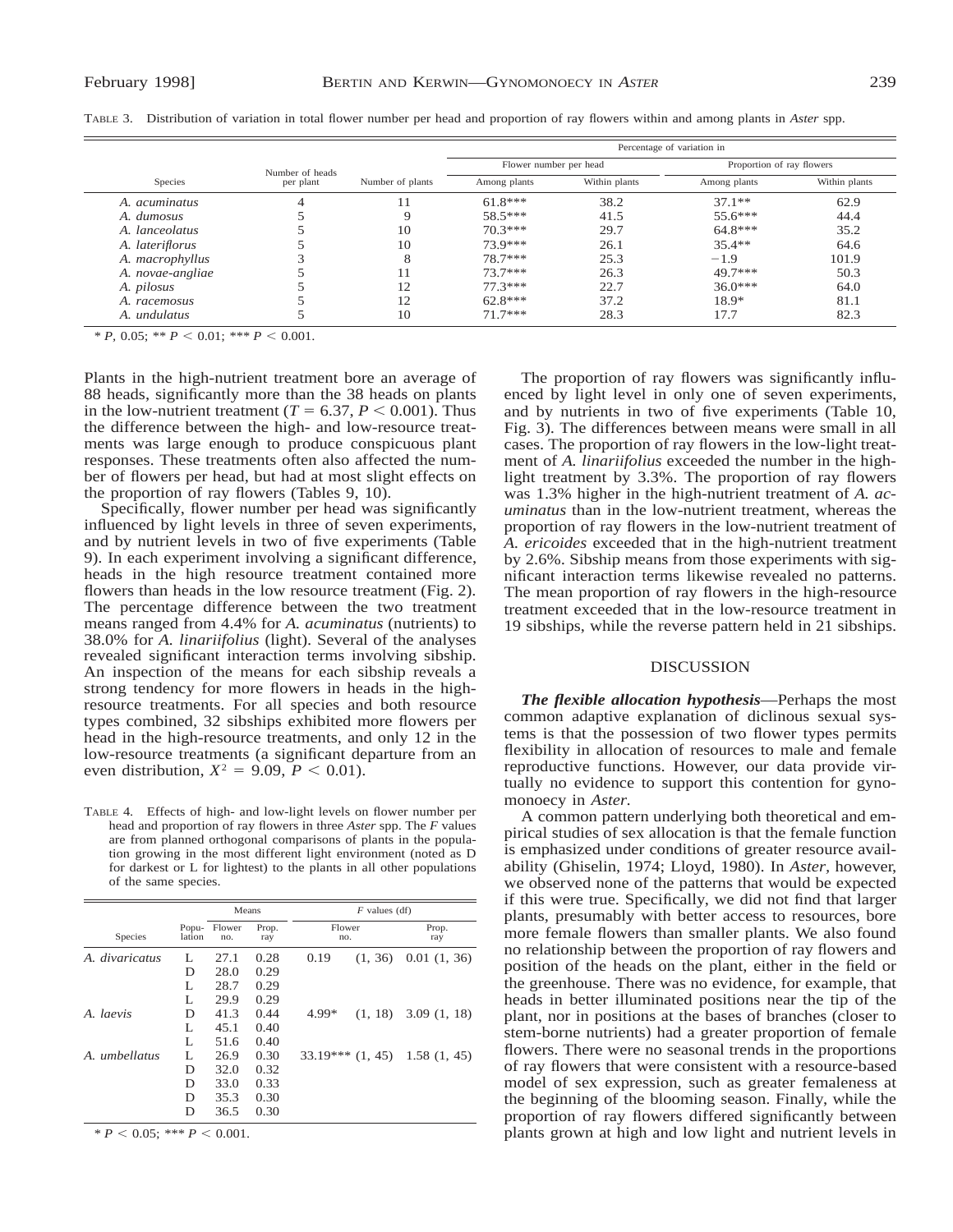TABLE 3. Distribution of variation in total flower number per head and proportion of ray flowers within and among plants in *Aster* spp.

| Species | Number of heads per plant | Number of plants | Percentage of variation in | | | |
|---|---|---|---|---|---|---|
| | | | Flower number per head | | Proportion of ray flowers | |
| | | | Among plants | Within plants | Among plants | Within plants |
| *A. acuminatus* | 4 | 11 | 61.8*** | 38.2 | 37.1** | 62.9 |
| *A. dumosus* | 5 | 9 | 58.5*** | 41.5 | 55.6*** | 44.4 |
| *A. lanceolatus* | 5 | 10 | 70.3*** | 29.7 | 64.8*** | 35.2 |
| *A. lateriflorus* | 5 | 10 | 73.9*** | 26.1 | 35.4** | 64.6 |
| *A. macrophyllus* | 3 | 8 | 78.7*** | 25.3 | −1.9 | 101.9 |
| *A. novae-angliae* | 5 | 11 | 73.7*** | 26.3 | 49.7*** | 50.3 |
| *A. pilosus* | 5 | 12 | 77.3*** | 22.7 | 36.0*** | 64.0 |
| *A. racemosus* | 5 | 12 | 62.8*** | 37.2 | 18.9* | 81.1 |
| *A. undulatus* | 5 | 10 | 71.7*** | 28.3 | 17.7 | 82.3 |

* $P$, 0.05; ** $P < 0.01$; *** $P < 0.001$.

Plants in the high-nutrient treatment bore an average of 88 heads, significantly more than the 38 heads on plants in the low-nutrient treatment ($T = 6.37$, $P < 0.001$). Thus the difference between the high- and low-resource treatments was large enough to produce conspicuous plant responses. These treatments often also affected the number of flowers per head, but had at most slight effects on the proportion of ray flowers (Tables 9, 10).

Specifically, flower number per head was significantly influenced by light levels in three of seven experiments, and by nutrient levels in two of five experiments (Table 9). In each experiment involving a significant difference, heads in the high resource treatment contained more flowers than heads in the low resource treatment (Fig. 2). The percentage difference between the two treatment means ranged from 4.4% for *A. acuminatus* (nutrients) to 38.0% for *A. linariifolius* (light). Several of the analyses revealed significant interaction terms involving sibship. An inspection of the means for each sibship reveals a strong tendency for more flowers in heads in the high-resource treatments. For all species and both resource types combined, 32 sibships exhibited more flowers per head in the high-resource treatments, and only 12 in the low-resource treatments (a significant departure from an even distribution, $X^2 = 9.09$, $P < 0.01$).

TABLE 4. Effects of high- and low-light levels on flower number per head and proportion of ray flowers in three *Aster* spp. The $F$ values are from planned orthogonal comparisons of plants in the population growing in the most different light environment (noted as D for darkest or L for lightest) to the plants in all other populations of the same species.

| Species | Population | Means: Flower no. | Means: Prop. ray | $F$ values (df): Flower no. | $F$ values (df): Prop. ray |
|---|---|---|---|---|---|
| *A. divaricatus* | L | 27.1 | 0.28 | 0.19 (1, 36) | 0.01 (1, 36) |
| | D | 28.0 | 0.29 | | |
| | L | 28.7 | 0.29 | | |
| | L | 29.9 | 0.29 | | |
| *A. laevis* | D | 41.3 | 0.44 | 4.99* (1, 18) | 3.09 (1, 18) |
| | L | 45.1 | 0.40 | | |
| | L | 51.6 | 0.40 | | |
| *A. umbellatus* | L | 26.9 | 0.30 | 33.19*** (1, 45) | 1.58 (1, 45) |
| | D | 32.0 | 0.32 | | |
| | D | 33.0 | 0.33 | | |
| | D | 35.3 | 0.30 | | |
| | D | 36.5 | 0.30 | | |

* $P < 0.05$; *** $P < 0.001$.

The proportion of ray flowers was significantly influenced by light level in only one of seven experiments, and by nutrients in two of five experiments (Table 10, Fig. 3). The differences between means were small in all cases. The proportion of ray flowers in the low-light treatment of *A. linariifolius* exceeded the number in the high-light treatment by 3.3%. The proportion of ray flowers was 1.3% higher in the high-nutrient treatment of *A. acuminatus* than in the low-nutrient treatment, whereas the proportion of ray flowers in the low-nutrient treatment of *A. ericoides* exceeded that in the high-nutrient treatment by 2.6%. Sibship means from those experiments with significant interaction terms likewise revealed no patterns. The mean proportion of ray flowers in the high-resource treatment exceeded that in the low-resource treatment in 19 sibships, while the reverse pattern held in 21 sibships.

## DISCUSSION

***The flexible allocation hypothesis***—Perhaps the most common adaptive explanation of diclinous sexual systems is that the possession of two flower types permits flexibility in allocation of resources to male and female reproductive functions. However, our data provide virtually no evidence to support this contention for gynomonoecy in *Aster*.

A common pattern underlying both theoretical and empirical studies of sex allocation is that the female function is emphasized under conditions of greater resource availability (Ghiselin, 1974; Lloyd, 1980). In *Aster*, however, we observed none of the patterns that would be expected if this were true. Specifically, we did not find that larger plants, presumably with better access to resources, bore more female flowers than smaller plants. We also found no relationship between the proportion of ray flowers and position of the heads on the plant, either in the field or the greenhouse. There was no evidence, for example, that heads in better illuminated positions near the tip of the plant, nor in positions at the bases of branches (closer to stem-borne nutrients) had a greater proportion of female flowers. There were no seasonal trends in the proportions of ray flowers that were consistent with a resource-based model of sex expression, such as greater femaleness at the beginning of the blooming season. Finally, while the proportion of ray flowers differed significantly between plants grown at high and low light and nutrient levels in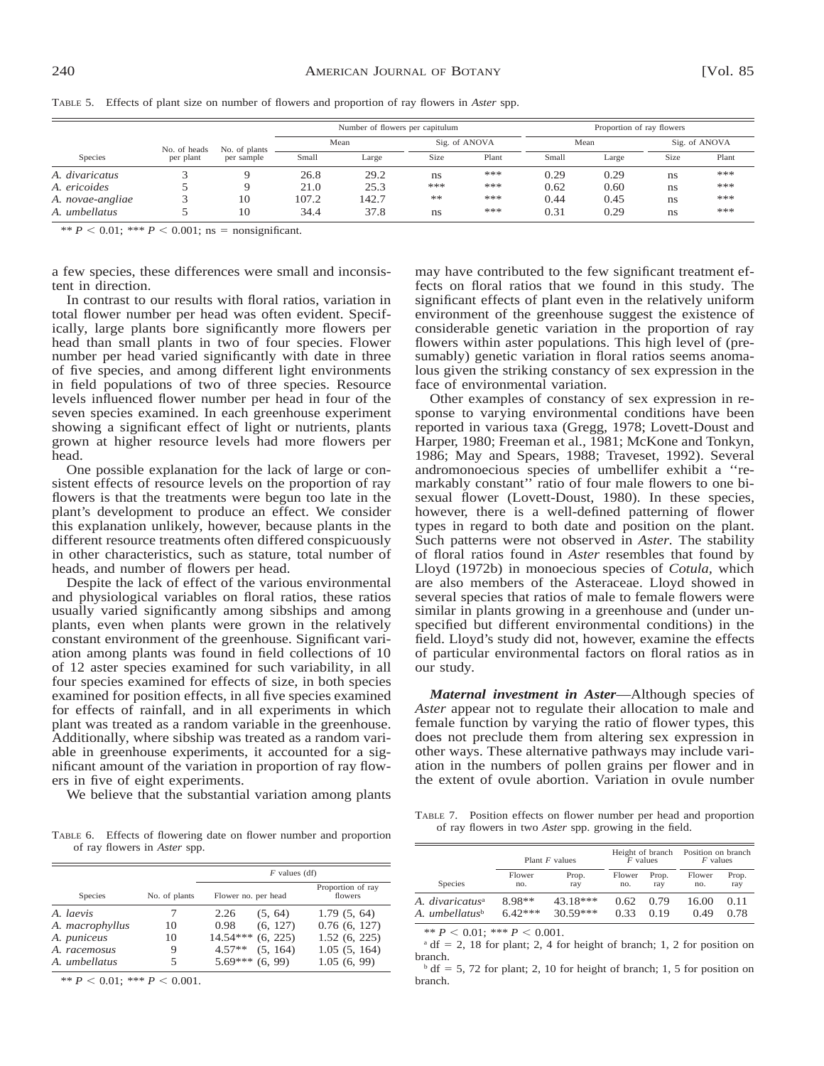TABLE 5. Effects of plant size on number of flowers and proportion of ray flowers in *Aster* spp.

| Species | No. of heads per plant | No. of plants per sample | Number of flowers per capitulum | | | | Proportion of ray flowers | | | |
|---|---|---|---|---|---|---|---|---|---|---|
| | | | Mean | | Sig. of ANOVA | | Mean | | Sig. of ANOVA | |
| | | | Small | Large | Size | Plant | Small | Large | Size | Plant |
| *A. divaricatus* | 3 | 9 | 26.8 | 29.2 | ns | *** | 0.29 | 0.29 | ns | *** |
| *A. ericoides* | 5 | 9 | 21.0 | 25.3 | *** | *** | 0.62 | 0.60 | ns | *** |
| *A. novae-angliae* | 3 | 10 | 107.2 | 142.7 | ** | *** | 0.44 | 0.45 | ns | *** |
| *A. umbellatus* | 5 | 10 | 34.4 | 37.8 | ns | *** | 0.31 | 0.29 | ns | *** |

** $P < 0.01$; *** $P < 0.001$; ns = nonsignificant.

a few species, these differences were small and inconsistent in direction.

In contrast to our results with floral ratios, variation in total flower number per head was often evident. Specifically, large plants bore significantly more flowers per head than small plants in two of four species. Flower number per head varied significantly with date in three of five species, and among different light environments in field populations of two of three species. Resource levels influenced flower number per head in four of the seven species examined. In each greenhouse experiment showing a significant effect of light or nutrients, plants grown at higher resource levels had more flowers per head.

One possible explanation for the lack of large or consistent effects of resource levels on the proportion of ray flowers is that the treatments were begun too late in the plant's development to produce an effect. We consider this explanation unlikely, however, because plants in the different resource treatments often differed conspicuously in other characteristics, such as stature, total number of heads, and number of flowers per head.

Despite the lack of effect of the various environmental and physiological variables on floral ratios, these ratios usually varied significantly among sibships and among plants, even when plants were grown in the relatively constant environment of the greenhouse. Significant variation among plants was found in field collections of 10 of 12 aster species examined for such variability, in all four species examined for effects of size, in both species examined for position effects, in all five species examined for effects of rainfall, and in all experiments in which plant was treated as a random variable in the greenhouse. Additionally, where sibship was treated as a random variable in greenhouse experiments, it accounted for a significant amount of the variation in proportion of ray flowers in five of eight experiments.

We believe that the substantial variation among plants may have contributed to the few significant treatment effects on floral ratios that we found in this study. The significant effects of plant even in the relatively uniform environment of the greenhouse suggest the existence of considerable genetic variation in the proportion of ray flowers within aster populations. This high level of (presumably) genetic variation in floral ratios seems anomalous given the striking constancy of sex expression in the face of environmental variation.

Other examples of constancy of sex expression in response to varying environmental conditions have been reported in various taxa (Gregg, 1978; Lovett-Doust and Harper, 1980; Freeman et al., 1981; McKone and Tonkyn, 1986; May and Spears, 1988; Traveset, 1992). Several andromonoecious species of umbellifer exhibit a "remarkably constant" ratio of four male flowers to one bisexual flower (Lovett-Doust, 1980). In these species, however, there is a well-defined patterning of flower types in regard to both date and position on the plant. Such patterns were not observed in *Aster.* The stability of floral ratios found in *Aster* resembles that found by Lloyd (1972b) in monoecious species of *Cotula,* which are also members of the Asteraceae. Lloyd showed in several species that ratios of male to female flowers were similar in plants growing in a greenhouse and (under unspecified but different environmental conditions) in the field. Lloyd's study did not, however, examine the effects of particular environmental factors on floral ratios as in our study.

TABLE 6. Effects of flowering date on flower number and proportion of ray flowers in *Aster* spp.

| Species | No. of plants | $F$ values (df) | |
|---|---|---|---|
| | | Flower no. per head | Proportion of ray flowers |
| *A. laevis* | 7 | 2.26 (5, 64) | 1.79 (5, 64) |
| *A. macrophyllus* | 10 | 0.98 (6, 127) | 0.76 (6, 127) |
| *A. puniceus* | 10 | 14.54*** (6, 225) | 1.52 (6, 225) |
| *A. racemosus* | 9 | 4.57** (5, 164) | 1.05 (5, 164) |
| *A. umbellatus* | 5 | 5.69*** (6, 99) | 1.05 (6, 99) |

** $P < 0.01$; *** $P < 0.001$.

TABLE 7. Position effects on flower number per head and proportion of ray flowers in two *Aster* spp. growing in the field.

| Species | Plant $F$ values | | Height of branch $F$ values | | Position on branch $F$ values | |
|---|---|---|---|---|---|---|
| | Flower no. | Prop. ray | Flower no. | Prop. ray | Flower no. | Prop. ray |
| *A. divaricatus*[a] | 8.98** | 43.18*** | 0.62 | 0.79 | 16.00 | 0.11 |
| *A. umbellatus*[b] | 6.42*** | 30.59*** | 0.33 | 0.19 | 0.49 | 0.78 |

** $P < 0.01$; *** $P < 0.001$.

[a] df = 2, 18 for plant; 2, 4 for height of branch; 1, 2 for position on branch.

[b] df = 5, 72 for plant; 2, 10 for height of branch; 1, 5 for position on branch.

***Maternal investment in Aster***—Although species of *Aster* appear not to regulate their allocation to male and female function by varying the ratio of flower types, this does not preclude them from altering sex expression in other ways. These alternative pathways may include variation in the numbers of pollen grains per flower and in the extent of ovule abortion. Variation in ovule number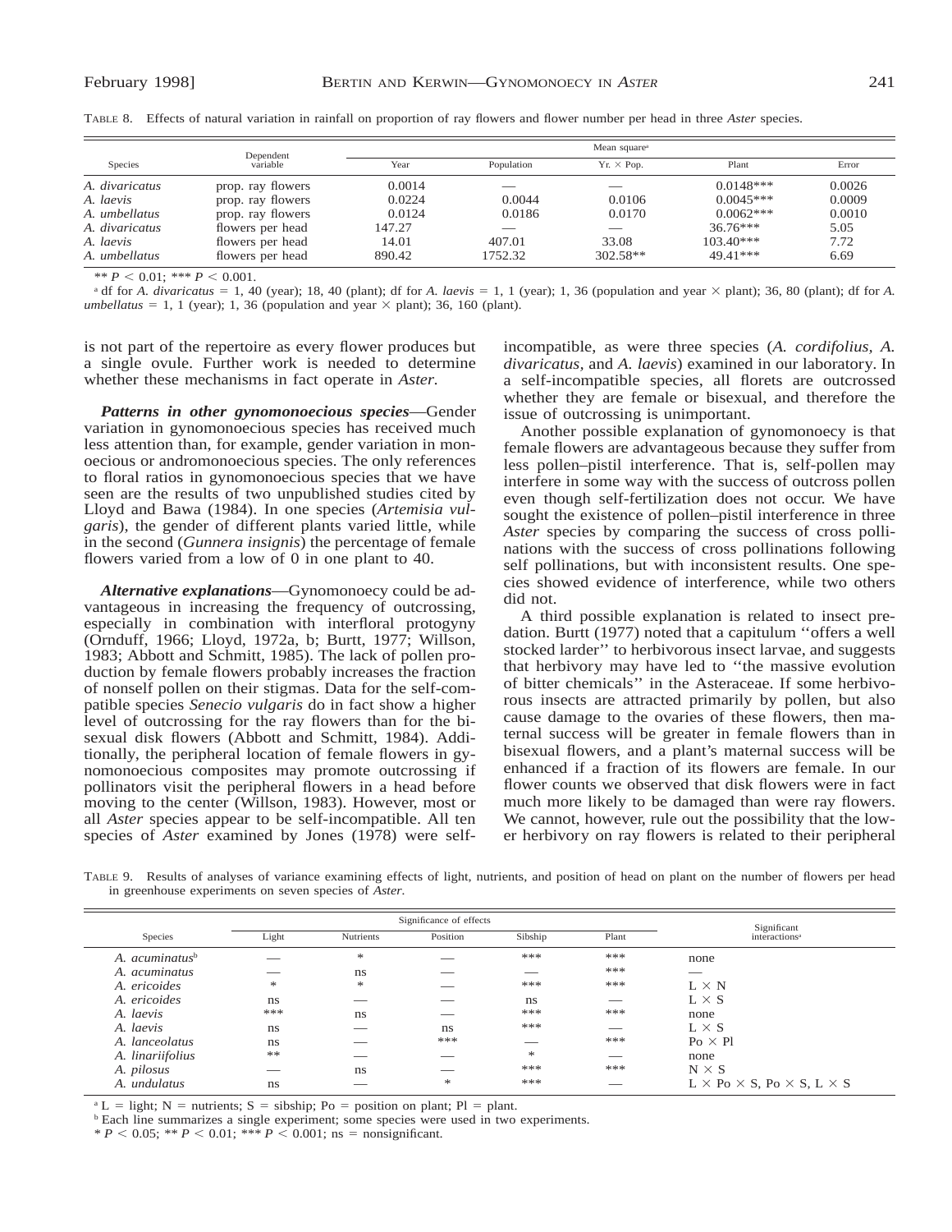TABLE 8. Effects of natural variation in rainfall on proportion of ray flowers and flower number per head in three *Aster* species.

| Species | Dependent variable | Mean square[a] | | | | |
|---|---|---|---|---|---|---|
| | | Year | Population | Yr. × Pop. | Plant | Error |
| *A. divaricatus* | prop. ray flowers | 0.0014 | — | — | 0.0148*** | 0.0026 |
| *A. laevis* | prop. ray flowers | 0.0224 | 0.0044 | 0.0106 | 0.0045*** | 0.0009 |
| *A. umbellatus* | prop. ray flowers | 0.0124 | 0.0186 | 0.0170 | 0.0062*** | 0.0010 |
| *A. divaricatus* | flowers per head | 147.27 | — | — | 36.76*** | 5.05 |
| *A. laevis* | flowers per head | 14.01 | 407.01 | 33.08 | 103.40*** | 7.72 |
| *A. umbellatus* | flowers per head | 890.42 | 1752.32 | 302.58** | 49.41*** | 6.69 |

** $P < 0.01$; *** $P < 0.001$.

[a] df for *A. divaricatus* = 1, 40 (year); 18, 40 (plant); df for *A. laevis* = 1, 1 (year); 1, 36 (population and year × plant); 36, 80 (plant); df for *A. umbellatus* = 1, 1 (year); 1, 36 (population and year × plant); 36, 160 (plant).

is not part of the repertoire as every flower produces but a single ovule. Further work is needed to determine whether these mechanisms in fact operate in *Aster.*

***Patterns in other gynomonoecious species***—Gender variation in gynomonoecious species has received much less attention than, for example, gender variation in monoecious or andromonoecious species. The only references to floral ratios in gynomonoecious species that we have seen are the results of two unpublished studies cited by Lloyd and Bawa (1984). In one species (*Artemisia vulgaris*), the gender of different plants varied little, while in the second (*Gunnera insignis*) the percentage of female flowers varied from a low of 0 in one plant to 40.

***Alternative explanations***—Gynomonoecy could be advantageous in increasing the frequency of outcrossing, especially in combination with interfloral protogyny (Ornduff, 1966; Lloyd, 1972a, b; Burtt, 1977; Willson, 1983; Abbott and Schmitt, 1985). The lack of pollen production by female flowers probably increases the fraction of nonself pollen on their stigmas. Data for the self-compatible species *Senecio vulgaris* do in fact show a higher level of outcrossing for the ray flowers than for the bisexual disk flowers (Abbott and Schmitt, 1984). Additionally, the peripheral location of female flowers in gynomonoecious composites may promote outcrossing if pollinators visit the peripheral flowers in a head before moving to the center (Willson, 1983). However, most or all *Aster* species appear to be self-incompatible. All ten species of *Aster* examined by Jones (1978) were self-incompatible, as were three species (*A. cordifolius, A. divaricatus,* and *A. laevis*) examined in our laboratory. In a self-incompatible species, all florets are outcrossed whether they are female or bisexual, and therefore the issue of outcrossing is unimportant.

Another possible explanation of gynomonoecy is that female flowers are advantageous because they suffer from less pollen–pistil interference. That is, self-pollen may interfere in some way with the success of outcross pollen even though self-fertilization does not occur. We have sought the existence of pollen–pistil interference in three *Aster* species by comparing the success of cross pollinations with the success of cross pollinations following self pollinations, but with inconsistent results. One species showed evidence of interference, while two others did not.

A third possible explanation is related to insect predation. Burtt (1977) noted that a capitulum ''offers a well stocked larder'' to herbivorous insect larvae, and suggests that herbivory may have led to ''the massive evolution of bitter chemicals'' in the Asteraceae. If some herbivorous insects are attracted primarily by pollen, but also cause damage to the ovaries of these flowers, then maternal success will be greater in female flowers than in bisexual flowers, and a plant's maternal success will be enhanced if a fraction of its flowers are female. In our flower counts we observed that disk flowers were in fact much more likely to be damaged than were ray flowers. We cannot, however, rule out the possibility that the lower herbivory on ray flowers is related to their peripheral

TABLE 9. Results of analyses of variance examining effects of light, nutrients, and position of head on plant on the number of flowers per head in greenhouse experiments on seven species of *Aster.*

| Species | Significance of effects | | | | | Significant interactions[a] |
|---|---|---|---|---|---|---|
| | Light | Nutrients | Position | Sibship | Plant | |
| *A. acuminatus*[b] | — | * | — | *** | *** | none |
| *A. acuminatus* | — | ns | — | — | *** | — |
| *A. ericoides* | * | * | — | *** | *** | L × N |
| *A. ericoides* | ns | — | — | ns | — | L × S |
| *A. laevis* | *** | ns | — | *** | *** | none |
| *A. laevis* | ns | — | ns | *** | — | L × S |
| *A. lanceolatus* | ns | — | *** | — | *** | Po × Pl |
| *A. linariifolius* | ** | — | — | * | — | none |
| *A. pilosus* | — | ns | — | *** | *** | N × S |
| *A. undulatus* | ns | — | * | *** | — | L × Po × S, Po × S, L × S |

[a] L = light; N = nutrients; S = sibship; Po = position on plant; Pl = plant.

[b] Each line summarizes a single experiment; some species were used in two experiments.

* $P < 0.05$; ** $P < 0.01$; *** $P < 0.001$; ns = nonsignificant.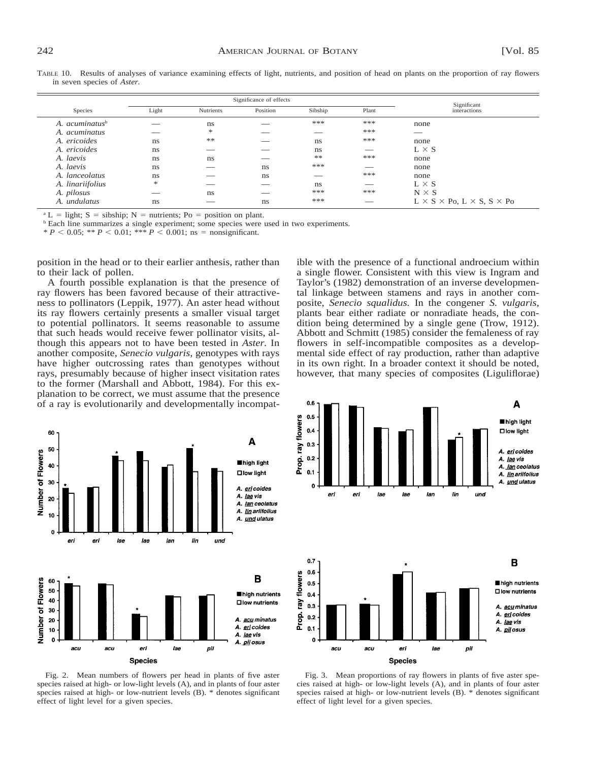TABLE 10. Results of analyses of variance examining effects of light, nutrients, and position of head on plants on the proportion of ray flowers in seven species of *Aster.*

| Species | Significance of effects | | | | | Significant interactions |
|---|---|---|---|---|---|---|
| | Light | Nutrients | Position | Sibship | Plant | |
| *A. acuminatus*[b] | — | ns | — | *** | *** | none |
| *A. acuminatus* | — | * | — | — | *** | — |
| *A. ericoides* | ns | ** | — | ns | *** | none |
| *A. ericoides* | ns | — | — | ns | — | L × S |
| *A. laevis* | ns | ns | — | ** | *** | none |
| *A. laevis* | ns | — | ns | *** | — | none |
| *A. lanceolatus* | ns | — | ns | — | *** | none |
| *A. linariifolius* | * | — | — | ns | — | L × S |
| *A. pilosus* | — | ns | — | *** | *** | N × S |
| *A. undulatus* | ns | — | ns | *** | — | L × S × Po, L × S, S × Po |

[a] L = light; S = sibship; N = nutrients; Po = position on plant.
[b] Each line summarizes a single experiment; some species were used in two experiments.
* $P < 0.05$; ** $P < 0.01$; *** $P < 0.001$; ns = nonsignificant.

position in the head or to their earlier anthesis, rather than to their lack of pollen.

A fourth possible explanation is that the presence of ray flowers has been favored because of their attractiveness to pollinators (Leppik, 1977). An aster head without its ray flowers certainly presents a smaller visual target to potential pollinators. It seems reasonable to assume that such heads would receive fewer pollinator visits, although this appears not to have been tested in *Aster.* In another composite, *Senecio vulgaris,* genotypes with rays have higher outcrossing rates than genotypes without rays, presumably because of higher insect visitation rates to the former (Marshall and Abbott, 1984). For this explanation to be correct, we must assume that the presence of a ray is evolutionarily and developmentally incompatible with the presence of a functional androecium within a single flower. Consistent with this view is Ingram and Taylor's (1982) demonstration of an inverse developmental linkage between stamens and rays in another composite, *Senecio squalidus.* In the congener *S. vulgaris,* plants bear either radiate or nonradiate heads, the condition being determined by a single gene (Trow, 1912). Abbott and Schmitt (1985) consider the femaleness of ray flowers in self-incompatible composites as a developmental side effect of ray production, rather than adaptive in its own right. In a broader context it should be noted, however, that many species of composites (Liguliflorae)

Fig. 2. Mean numbers of flowers per head in plants of five aster species raised at high- or low-light levels (A), and in plants of four aster species raised at high- or low-nutrient levels (B). * denotes significant effect of light level for a given species.

Fig. 3. Mean proportions of ray flowers in plants of five aster species raised at high- or low-light levels (A), and in plants of four aster species raised at high- or low-nutrient levels (B). * denotes significant effect of light level for a given species.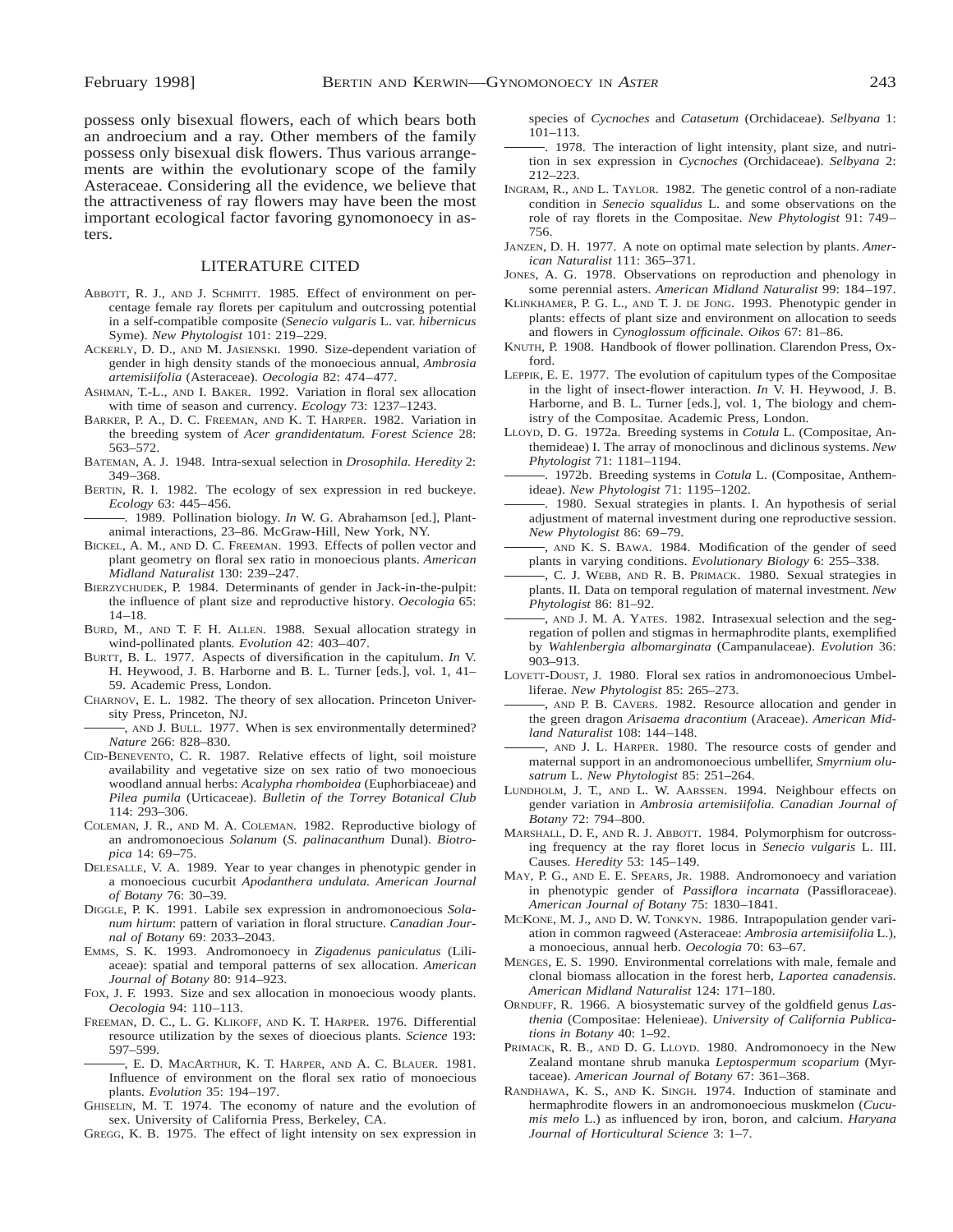possess only bisexual flowers, each of which bears both an androecium and a ray. Other members of the family possess only bisexual disk flowers. Thus various arrangements are within the evolutionary scope of the family Asteraceae. Considering all the evidence, we believe that the attractiveness of ray flowers may have been the most important ecological factor favoring gynomonoecy in asters.

## LITERATURE CITED

ABBOTT, R. J., AND J. SCHMITT. 1985. Effect of environment on percentage female ray florets per capitulum and outcrossing potential in a self-compatible composite (*Senecio vulgaris* L. var. *hibernicus* Syme). *New Phytologist* 101: 219–229.

ACKERLY, D. D., AND M. JASIENSKI. 1990. Size-dependent variation of gender in high density stands of the monoecious annual, *Ambrosia artemisiifolia* (Asteraceae). *Oecologia* 82: 474–477.

ASHMAN, T.-L., AND I. BAKER. 1992. Variation in floral sex allocation with time of season and currency. *Ecology* 73: 1237–1243.

BARKER, P. A., D. C. FREEMAN, AND K. T. HARPER. 1982. Variation in the breeding system of *Acer grandidentatum. Forest Science* 28: 563–572.

BATEMAN, A. J. 1948. Intra-sexual selection in *Drosophila. Heredity* 2: 349–368.

BERTIN, R. I. 1982. The ecology of sex expression in red buckeye. *Ecology* 63: 445–456.

———. 1989. Pollination biology. *In* W. G. Abrahamson [ed.], Plant-animal interactions, 23–86. McGraw-Hill, New York, NY.

BICKEL, A. M., AND D. C. FREEMAN. 1993. Effects of pollen vector and plant geometry on floral sex ratio in monoecious plants. *American Midland Naturalist* 130: 239–247.

BIERZYCHUDEK, P. 1984. Determinants of gender in Jack-in-the-pulpit: the influence of plant size and reproductive history. *Oecologia* 65: 14–18.

BURD, M., AND T. F. H. ALLEN. 1988. Sexual allocation strategy in wind-pollinated plants. *Evolution* 42: 403–407.

BURTT, B. L. 1977. Aspects of diversification in the capitulum. *In* V. H. Heywood, J. B. Harborne and B. L. Turner [eds.], vol. 1, 41–59. Academic Press, London.

CHARNOV, E. L. 1982. The theory of sex allocation. Princeton University Press, Princeton, NJ.

———, AND J. BULL. 1977. When is sex environmentally determined? *Nature* 266: 828–830.

CID-BENEVENTO, C. R. 1987. Relative effects of light, soil moisture availability and vegetative size on sex ratio of two monoecious woodland annual herbs: *Acalypha rhomboidea* (Euphorbiaceae) and *Pilea pumila* (Urticaceae). *Bulletin of the Torrey Botanical Club* 114: 293–306.

COLEMAN, J. R., AND M. A. COLEMAN. 1982. Reproductive biology of an andromonoecious *Solanum* (*S. palinacanthum* Dunal). *Biotropica* 14: 69–75.

DELESALLE, V. A. 1989. Year to year changes in phenotypic gender in a monoecious cucurbit *Apodanthera undulata. American Journal of Botany* 76: 30–39.

DIGGLE, P. K. 1991. Labile sex expression in andromonoecious *Solanum hirtum*: pattern of variation in floral structure. *Canadian Journal of Botany* 69: 2033–2043.

EMMS, S. K. 1993. Andromonoecy in *Zigadenus paniculatus* (Liliaceae): spatial and temporal patterns of sex allocation. *American Journal of Botany* 80: 914–923.

FOX, J. F. 1993. Size and sex allocation in monoecious woody plants. *Oecologia* 94: 110–113.

FREEMAN, D. C., L. G. KLIKOFF, AND K. T. HARPER. 1976. Differential resource utilization by the sexes of dioecious plants. *Science* 193: 597–599.

———, E. D. MACARTHUR, K. T. HARPER, AND A. C. BLAUER. 1981. Influence of environment on the floral sex ratio of monoecious plants. *Evolution* 35: 194–197.

GHISELIN, M. T. 1974. The economy of nature and the evolution of sex. University of California Press, Berkeley, CA.

GREGG, K. B. 1975. The effect of light intensity on sex expression in species of *Cycnoches* and *Catasetum* (Orchidaceae). *Selbyana* 1: 101–113.

———. 1978. The interaction of light intensity, plant size, and nutrition in sex expression in *Cycnoches* (Orchidaceae). *Selbyana* 2: 212–223.

INGRAM, R., AND L. TAYLOR. 1982. The genetic control of a non-radiate condition in *Senecio squalidus* L. and some observations on the role of ray florets in the Compositae. *New Phytologist* 91: 749–756.

JANZEN, D. H. 1977. A note on optimal mate selection by plants. *American Naturalist* 111: 365–371.

JONES, A. G. 1978. Observations on reproduction and phenology in some perennial asters. *American Midland Naturalist* 99: 184–197.

KLINKHAMER, P. G. L., AND T. J. DE JONG. 1993. Phenotypic gender in plants: effects of plant size and environment on allocation to seeds and flowers in *Cynoglossum officinale. Oikos* 67: 81–86.

KNUTH, P. 1908. Handbook of flower pollination. Clarendon Press, Oxford.

LEPPIK, E. E. 1977. The evolution of capitulum types of the Compositae in the light of insect-flower interaction. *In* V. H. Heywood, J. B. Harborne, and B. L. Turner [eds.], vol. 1, The biology and chemistry of the Compositae. Academic Press, London.

LLOYD, D. G. 1972a. Breeding systems in *Cotula* L. (Compositae, Anthemideae) I. The array of monoclinous and diclinous systems. *New Phytologist* 71: 1181–1194.

———. 1972b. Breeding systems in *Cotula* L. (Compositae, Anthemideae). *New Phytologist* 71: 1195–1202.

———. 1980. Sexual strategies in plants. I. An hypothesis of serial adjustment of maternal investment during one reproductive session. *New Phytologist* 86: 69–79.

———, AND K. S. BAWA. 1984. Modification of the gender of seed plants in varying conditions. *Evolutionary Biology* 6: 255–338.

———, C. J. WEBB, AND R. B. PRIMACK. 1980. Sexual strategies in plants. II. Data on temporal regulation of maternal investment. *New Phytologist* 86: 81–92.

———, AND J. M. A. YATES. 1982. Intrasexual selection and the segregation of pollen and stigmas in hermaphrodite plants, exemplified by *Wahlenbergia albomarginata* (Campanulaceae). *Evolution* 36: 903–913.

LOVETT-DOUST, J. 1980. Floral sex ratios in andromonoecious Umbelliferae. *New Phytologist* 85: 265–273.

———, AND P. B. CAVERS. 1982. Resource allocation and gender in the green dragon *Arisaema dracontium* (Araceae). *American Midland Naturalist* 108: 144–148.

———, AND J. L. HARPER. 1980. The resource costs of gender and maternal support in an andromonoecious umbellifer, *Smyrnium olusatrum* L. *New Phytologist* 85: 251–264.

LUNDHOLM, J. T., AND L. W. AARSSEN. 1994. Neighbour effects on gender variation in *Ambrosia artemisiifolia. Canadian Journal of Botany* 72: 794–800.

MARSHALL, D. F., AND R. J. ABBOTT. 1984. Polymorphism for outcrossing frequency at the ray floret locus in *Senecio vulgaris* L. III. Causes. *Heredity* 53: 145–149.

MAY, P. G., AND E. E. SPEARS, JR. 1988. Andromonoecy and variation in phenotypic gender of *Passiflora incarnata* (Passifloraceae). *American Journal of Botany* 75: 1830–1841.

MCKONE, M. J., AND D. W. TONKYN. 1986. Intrapopulation gender variation in common ragweed (Asteraceae: *Ambrosia artemisiifolia* L.), a monoecious, annual herb. *Oecologia* 70: 63–67.

MENGES, E. S. 1990. Environmental correlations with male, female and clonal biomass allocation in the forest herb, *Laportea canadensis. American Midland Naturalist* 124: 171–180.

ORNDUFF, R. 1966. A biosystematic survey of the goldfield genus *Lasthenia* (Compositae: Helenieae). *University of California Publications in Botany* 40: 1–92.

PRIMACK, R. B., AND D. G. LLOYD. 1980. Andromonoecy in the New Zealand montane shrub manuka *Leptospermum scoparium* (Myrtaceae). *American Journal of Botany* 67: 361–368.

RANDHAWA, K. S., AND K. SINGH. 1974. Induction of staminate and hermaphrodite flowers in an andromonoecious muskmelon (*Cucumis melo* L.) as influenced by iron, boron, and calcium. *Haryana Journal of Horticultural Science* 3: 1–7.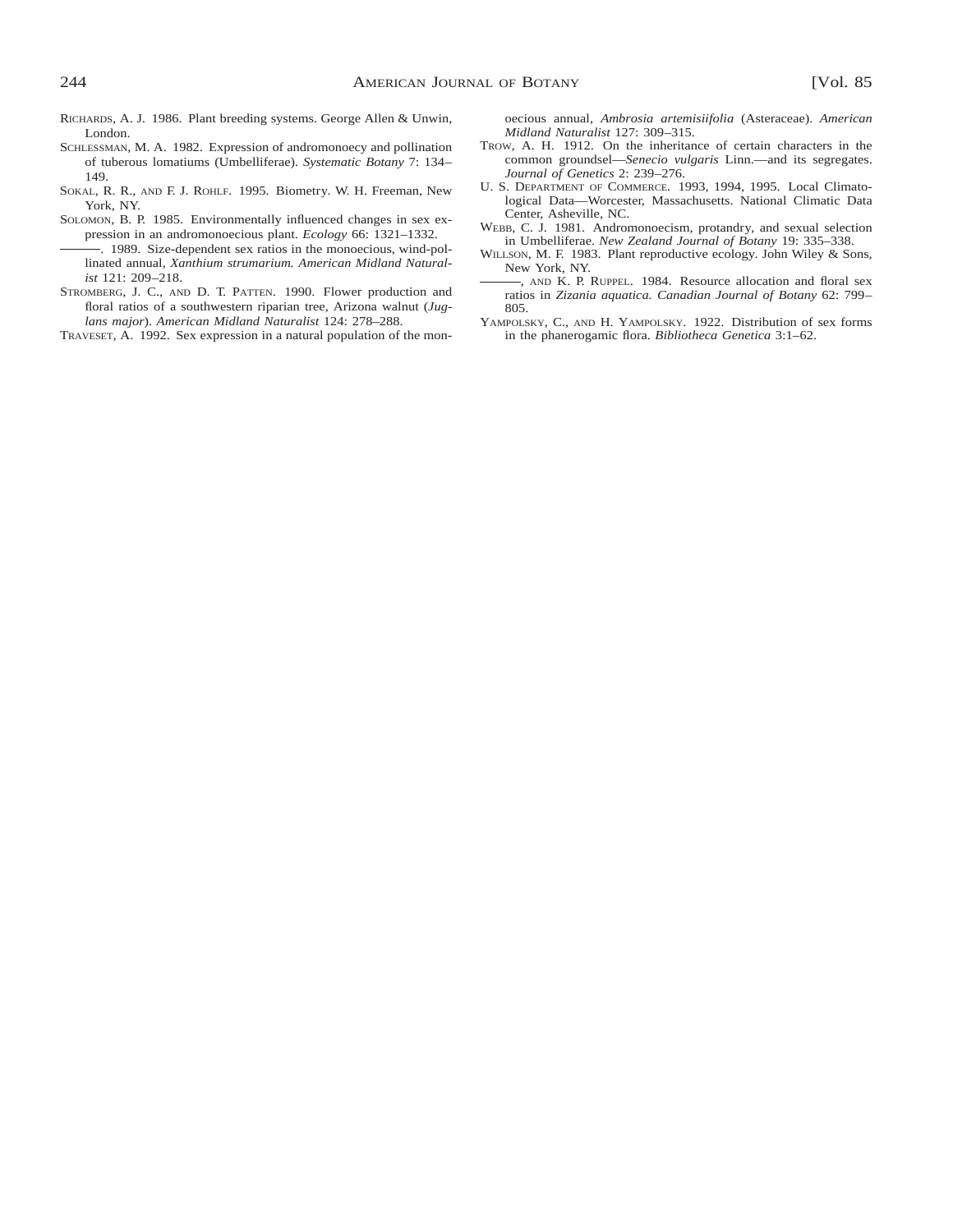RICHARDS, A. J. 1986. Plant breeding systems. George Allen & Unwin, London.

SCHLESSMAN, M. A. 1982. Expression of andromonoecy and pollination of tuberous lomatiums (Umbelliferae). *Systematic Botany* 7: 134–149.

SOKAL, R. R., AND F. J. ROHLF. 1995. Biometry. W. H. Freeman, New York, NY.

SOLOMON, B. P. 1985. Environmentally influenced changes in sex expression in an andromonoecious plant. *Ecology* 66: 1321–1332.

———. 1989. Size-dependent sex ratios in the monoecious, wind-pollinated annual, *Xanthium strumarium. American Midland Naturalist* 121: 209–218.

STROMBERG, J. C., AND D. T. PATTEN. 1990. Flower production and floral ratios of a southwestern riparian tree, Arizona walnut (*Juglans major*). *American Midland Naturalist* 124: 278–288.

TRAVESET, A. 1992. Sex expression in a natural population of the monoecious annual, *Ambrosia artemisiifolia* (Asteraceae). *American Midland Naturalist* 127: 309–315.

TROW, A. H. 1912. On the inheritance of certain characters in the common groundsel—*Senecio vulgaris* Linn.—and its segregates. *Journal of Genetics* 2: 239–276.

U. S. DEPARTMENT OF COMMERCE. 1993, 1994, 1995. Local Climatological Data—Worcester, Massachusetts. National Climatic Data Center, Asheville, NC.

WEBB, C. J. 1981. Andromonoecism, protandry, and sexual selection in Umbelliferae. *New Zealand Journal of Botany* 19: 335–338.

WILLSON, M. F. 1983. Plant reproductive ecology. John Wiley & Sons, New York, NY.

———, AND K. P. RUPPEL. 1984. Resource allocation and floral sex ratios in *Zizania aquatica. Canadian Journal of Botany* 62: 799–805.

YAMPOLSKY, C., AND H. YAMPOLSKY. 1922. Distribution of sex forms in the phanerogamic flora. *Bibliotheca Genetica* 3:1–62.